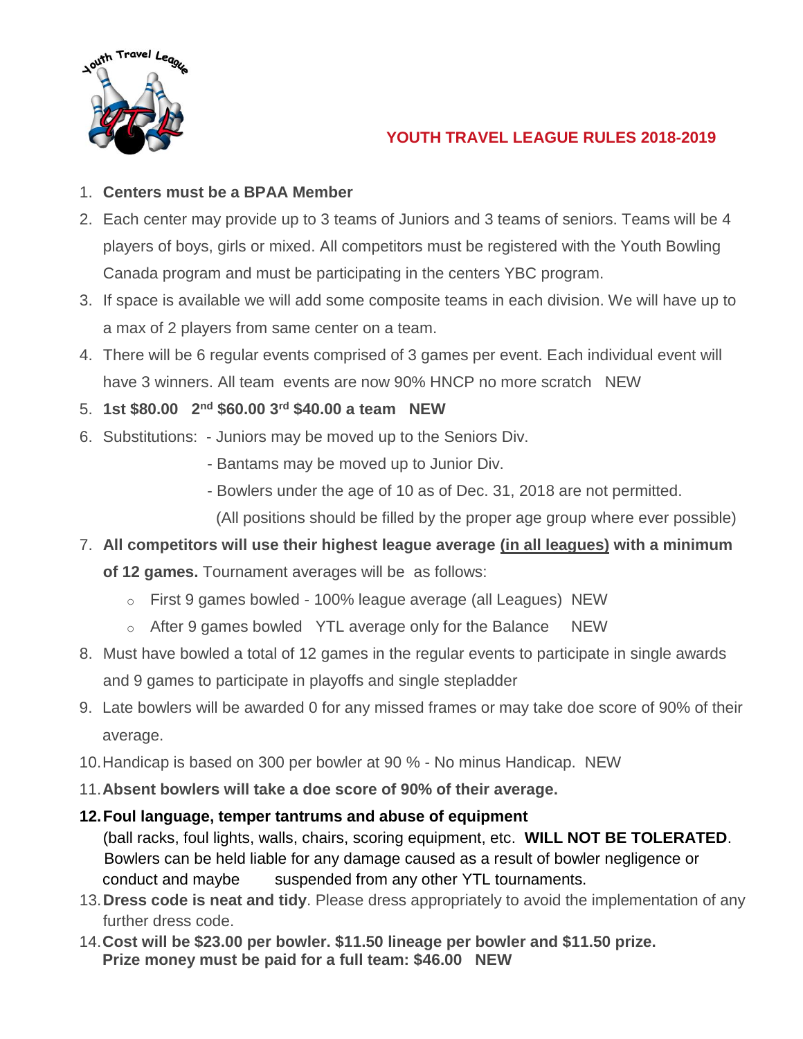# YOUTH TRAVEL LEAGUE RULES 2018-2019

1. **Centers must be a BPAA Member**
2. Each center may provide up to 3 teams of Juniors and 3 teams of seniors. Teams will be 4 players of boys, girls or mixed. All competitors must be registered with the Youth Bowling Canada program and must be participating in the centers YBC program.
3. If space is available we will add some composite teams in each division. We will have up to a max of 2 players from same center on a team.
4. There will be 6 regular events comprised of 3 games per event. Each individual event will have 3 winners. All team events are now 90% HNCP no more scratch NEW
5. **1st $80.00 2nd $60.00 3rd $40.00 a team NEW**
6. Substitutions: - Juniors may be moved up to the Seniors Div.
   - Bantams may be moved up to Junior Div.
   - Bowlers under the age of 10 as of Dec. 31, 2018 are not permitted.

   (All positions should be filled by the proper age group where ever possible)
7. **All competitors will use their highest league average (in all leagues) with a minimum of 12 games.** Tournament averages will be as follows:
   - First 9 games bowled - 100% league average (all Leagues) NEW
   - After 9 games bowled YTL average only for the Balance NEW
8. Must have bowled a total of 12 games in the regular events to participate in single awards and 9 games to participate in playoffs and single stepladder
9. Late bowlers will be awarded 0 for any missed frames or may take doe score of 90% of their average.
10. Handicap is based on 300 per bowler at 90 % - No minus Handicap. NEW
11. **Absent bowlers will take a doe score of 90% of their average.**
12. **Foul language, temper tantrums and abuse of equipment** (ball racks, foul lights, walls, chairs, scoring equipment, etc. **WILL NOT BE TOLERATED**. Bowlers can be held liable for any damage caused as a result of bowler negligence or conduct and maybe suspended from any other YTL tournaments.
13. **Dress code is neat and tidy**. Please dress appropriately to avoid the implementation of any further dress code.
14. **Cost will be $23.00 per bowler. $11.50 lineage per bowler and $11.50 prize. Prize money must be paid for a full team: $46.00 NEW**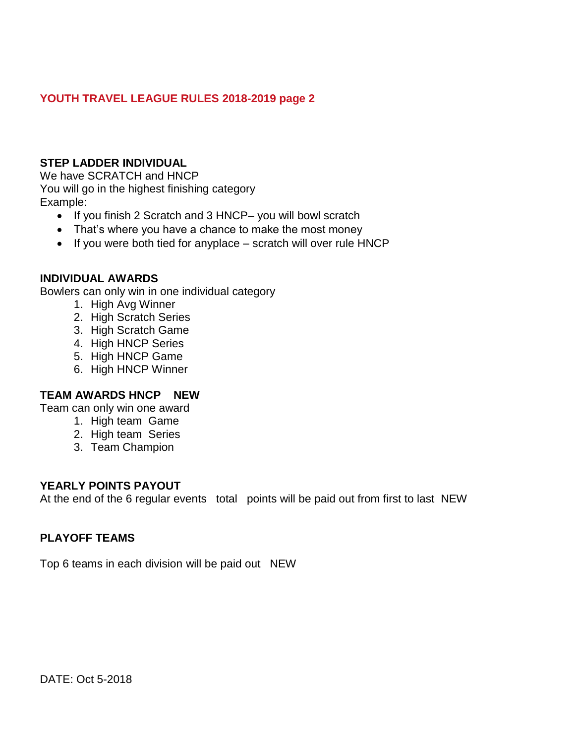**YOUTH TRAVEL LEAGUE RULES 2018-2019 page 2**

**STEP LADDER INDIVIDUAL**

We have SCRATCH and HNCP
You will go in the highest finishing category
Example:

- If you finish 2 Scratch and 3 HNCP– you will bowl scratch
- That's where you have a chance to make the most money
- If you were both tied for anyplace – scratch will over rule HNCP

**INDIVIDUAL AWARDS**

Bowlers can only win in one individual category

1. High Avg Winner
2. High Scratch Series
3. High Scratch Game
4. High HNCP Series
5. High HNCP Game
6. High HNCP Winner

**TEAM AWARDS HNCP NEW**

Team can only win one award

1. High team Game
2. High team Series
3. Team Champion

**YEARLY POINTS PAYOUT**

At the end of the 6 regular events total points will be paid out from first to last NEW

**PLAYOFF TEAMS**

Top 6 teams in each division will be paid out NEW

DATE: Oct 5-2018